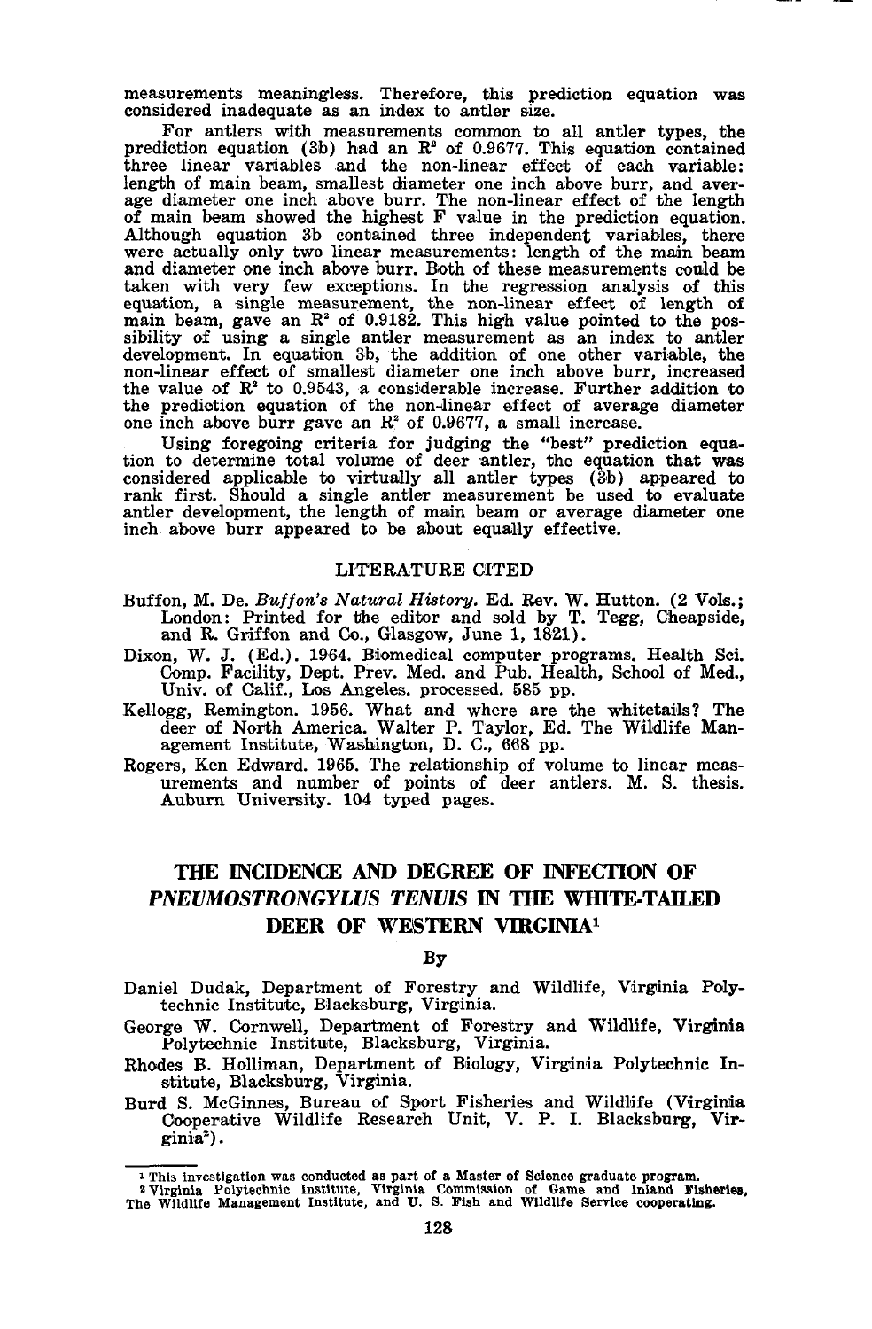measurements meaningless. Therefore, this prediction equation was considered inadequate as an index to antler size.

For antlers with measurements common to all antler types, the prediction equation (3b) had an $R^2$ of 0.9677. This equation contained three linear variables and the non-linear effect of each variable: length of main beam, smallest diameter one inch above burr, and average diameter one inch above burr. The non-linear effect of the length of main beam showed the highest F value in the prediction equation. Although equation 3b contained three independent variables, there were actually only two linear measurements: length of the main beam and diameter one inch above burr. Both of these measurements could be taken with very few exceptions. In the regression analysis of this equation, a single measurement, the non-linear effect of length of main beam, gave an $R^2$ of 0.9182. This high value pointed to the possibility of using a single antler measurement as an index to antler development. In equation 3b, the addition of one other variable, the non-linear effect of smallest diameter one inch above burr, increased the value of $R^2$ to 0.9543, a considerable increase. Further addition to the prediction equation of the non-linear effect of average diameter one inch above burr gave an $R^2$ of 0.9677, a small increase.

Using foregoing criteria for judging the "best" prediction equation to determine total volume of deer antler, the equation that was considered applicable to virtually all antler types (3b) appeared to rank first. Should a single antler measurement be used to evaluate antler development, the length of main beam or average diameter one inch above burr appeared to be about equally effective.

## LITERATURE CITED

Buffon, M. De. *Buffon's Natural History.* Ed. Rev. W. Hutton. (2 Vols.; London: Printed for the editor and sold by T. Tegg, Cheapside, and R. Griffon and Co., Glasgow, June 1, 1821).

Dixon, W. J. (Ed.). 1964. Biomedical computer programs. Health Sci. Comp. Facility, Dept. Prev. Med. and Pub. Health, School of Med., Univ. of Calif., Los Angeles. processed. 585 pp.

Kellogg, Remington. 1956. What and where are the whitetails? The deer of North America. Walter P. Taylor, Ed. The Wildlife Management Institute, Washington, D. C., 668 pp.

Rogers, Ken Edward. 1965. The relationship of volume to linear measurements and number of points of deer antlers. M. S. thesis. Auburn University. 104 typed pages.

# THE INCIDENCE AND DEGREE OF INFECTION OF *PNEUMOSTRONGYLUS TENUIS* IN THE WHITE-TAILED DEER OF WESTERN VIRGINIA[1]

By

Daniel Dudak, Department of Forestry and Wildlife, Virginia Polytechnic Institute, Blacksburg, Virginia.

George W. Cornwell, Department of Forestry and Wildlife, Virginia Polytechnic Institute, Blacksburg, Virginia.

Rhodes B. Holliman, Department of Biology, Virginia Polytechnic Institute, Blacksburg, Virginia.

Burd S. McGinnes, Bureau of Sport Fisheries and Wildlife (Virginia Cooperative Wildlife Research Unit, V. P. I. Blacksburg, Virginia[2]).

---

[1] This investigation was conducted as part of a Master of Science graduate program.

[2] Virginia Polytechnic Institute, Virginia Commission of Game and Inland Fisheries, The Wildlife Management Institute, and U. S. Fish and Wildlife Service cooperating.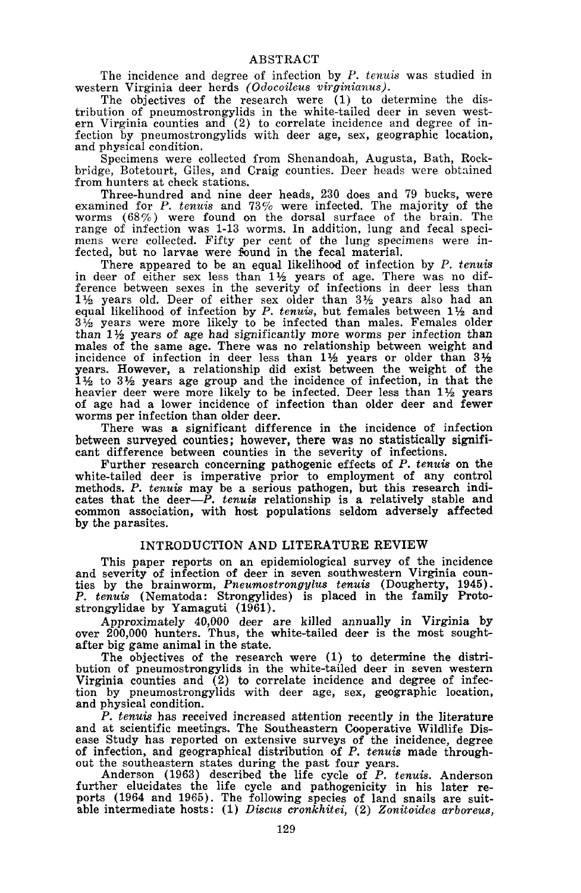## ABSTRACT

The incidence and degree of infection by *P. tenuis* was studied in western Virginia deer herds (*Odocoileus virginianus*).

The objectives of the research were (1) to determine the distribution of pneumostrongylids in the white-tailed deer in seven western Virginia counties and (2) to correlate incidence and degree of infection by pneumostrongylids with deer age, sex, geographic location, and physical condition.

Specimens were collected from Shenandoah, Augusta, Bath, Rockbridge, Botetourt, Giles, and Craig counties. Deer heads were obtained from hunters at check stations.

Three-hundred and nine deer heads, 230 does and 79 bucks, were examined for *P. tenuis* and 73% were infected. The majority of the worms (68%) were found on the dorsal surface of the brain. The range of infection was 1-13 worms. In addition, lung and fecal specimens were collected. Fifty per cent of the lung specimens were infected, but no larvae were found in the fecal material.

There appeared to be an equal likelihood of infection by *P. tenuis* in deer of either sex less than 1½ years of age. There was no difference between sexes in the severity of infections in deer less than 1½ years old. Deer of either sex older than 3½ years also had an equal likelihood of infection by *P. tenuis*, but females between 1½ and 3½ years were more likely to be infected than males. Females older than 1½ years of age had significantly more worms per infection than males of the same age. There was no relationship between weight and incidence of infection in deer less than 1½ years or older than 3½ years. However, a relationship did exist between the weight of the 1½ to 3½ years age group and the incidence of infection, in that the heavier deer were more likely to be infected. Deer less than 1½ years of age had a lower incidence of infection than older deer and fewer worms per infection than older deer.

There was a significant difference in the incidence of infection between surveyed counties; however, there was no statistically significant difference between counties in the severity of infections.

Further research concerning pathogenic effects of *P. tenuis* on the white-tailed deer is imperative prior to employment of any control methods. *P. tenuis* may be a serious pathogen, but this research indicates that the deer—*P. tenuis* relationship is a relatively stable and common association, with host populations seldom adversely affected by the parasites.

## INTRODUCTION AND LITERATURE REVIEW

This paper reports on an epidemiological survey of the incidence and severity of infection of deer in seven southwestern Virginia counties by the brainworm, *Pneumostrongylus tenuis* (Dougherty, 1945). *P. tenuis* (Nematoda: Strongylides) is placed in the family Protostrongylidae by Yamaguti (1961).

Approximately 40,000 deer are killed annually in Virginia by over 200,000 hunters. Thus, the white-tailed deer is the most sought-after big game animal in the state.

The objectives of the research were (1) to determine the distribution of pneumostrongylids in the white-tailed deer in seven western Virginia counties and (2) to correlate incidence and degree of infection by pneumostrongylids with deer age, sex, geographic location, and physical condition.

*P. tenuis* has received increased attention recently in the literature and at scientific meetings. The Southeastern Cooperative Wildlife Disease Study has reported on extensive surveys of the incidence, degree of infection, and geographical distribution of *P. tenuis* made throughout the southeastern states during the past four years.

Anderson (1963) described the life cycle of *P. tenuis*. Anderson further elucidates the life cycle and pathogenicity in his later reports (1964 and 1965). The following species of land snails are suitable intermediate hosts: (1) *Discus cronkhitei*, (2) *Zonitoides arboreus*,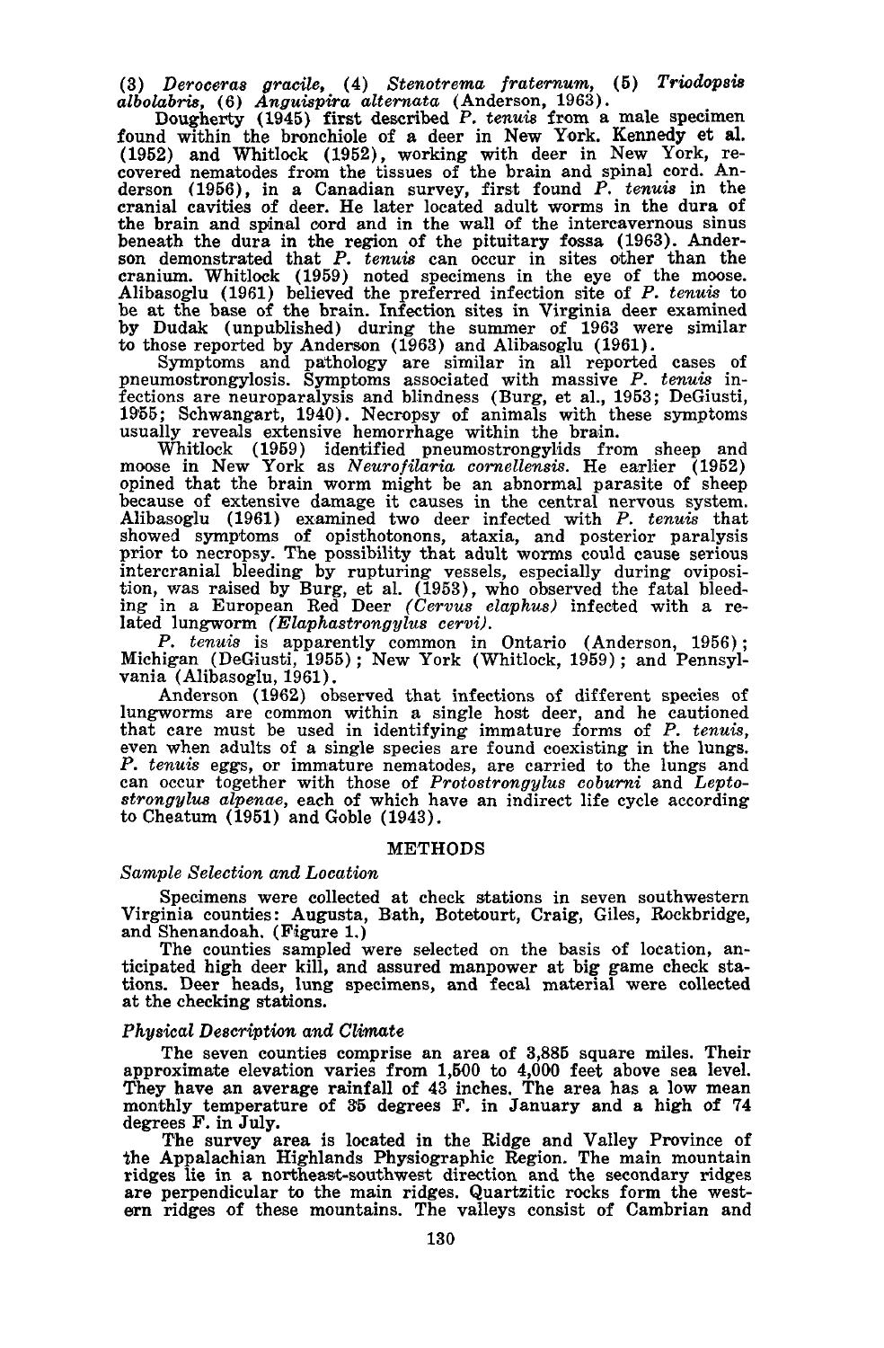(3) *Deroceras gracile,* (4) *Stenotrema fraternum,* (5) *Triodopsis albolabris,* (6) *Anguispira alternata* (Anderson, 1963).

Dougherty (1945) first described *P. tenuis* from a male specimen found within the bronchiole of a deer in New York. Kennedy et al. (1952) and Whitlock (1952), working with deer in New York, recovered nematodes from the tissues of the brain and spinal cord. Anderson (1956), in a Canadian survey, first found *P. tenuis* in the cranial cavities of deer. He later located adult worms in the dura of the brain and spinal cord and in the wall of the intercavernous sinus beneath the dura in the region of the pituitary fossa (1963). Anderson demonstrated that *P. tenuis* can occur in sites other than the cranium. Whitlock (1959) noted specimens in the eye of the moose. Alibasoglu (1961) believed the preferred infection site of *P. tenuis* to be at the base of the brain. Infection sites in Virginia deer examined by Dudak (unpublished) during the summer of 1963 were similar to those reported by Anderson (1963) and Alibasoglu (1961).

Symptoms and pathology are similar in all reported cases of pneumostrongylosis. Symptoms associated with massive *P. tenuis* infections are neuroparalysis and blindness (Burg, et al., 1953; DeGiusti, 1955; Schwangart, 1940). Necropsy of animals with these symptoms usually reveals extensive hemorrhage within the brain.

Whitlock (1959) identified pneumostrongylids from sheep and moose in New York as *Neurofilaria cornellensis.* He earlier (1952) opined that the brain worm might be an abnormal parasite of sheep because of extensive damage it causes in the central nervous system. Alibasoglu (1961) examined two deer infected with *P. tenuis* that showed symptoms of opisthotonons, ataxia, and posterior paralysis prior to necropsy. The possibility that adult worms could cause serious intercranial bleeding by rupturing vessels, especially during oviposition, was raised by Burg, et al. (1953), who observed the fatal bleeding in a European Red Deer *(Cervus elaphus)* infected with a related lungworm *(Elaphastrongylus cervi).*

*P. tenuis* is apparently common in Ontario (Anderson, 1956); Michigan (DeGiusti, 1955); New York (Whitlock, 1959); and Pennsylvania (Alibasoglu, 1961).

Anderson (1962) observed that infections of different species of lungworms are common within a single host deer, and he cautioned that care must be used in identifying immature forms of *P. tenuis,* even when adults of a single species are found coexisting in the lungs. *P. tenuis* eggs, or immature nematodes, are carried to the lungs and can occur together with those of *Protostrongylus coburni* and *Leptostrongylus alpenae,* each of which have an indirect life cycle according to Cheatum (1951) and Goble (1943).

## METHODS

### *Sample Selection and Location*

Specimens were collected at check stations in seven southwestern Virginia counties: Augusta, Bath, Botetourt, Craig, Giles, Rockbridge, and Shenandoah. (Figure 1.)

The counties sampled were selected on the basis of location, anticipated high deer kill, and assured manpower at big game check stations. Deer heads, lung specimens, and fecal material were collected at the checking stations.

### *Physical Description and Climate*

The seven counties comprise an area of 3,885 square miles. Their approximate elevation varies from 1,500 to 4,000 feet above sea level. They have an average rainfall of 43 inches. The area has a low mean monthly temperature of 35 degrees F. in January and a high of 74 degrees F. in July.

The survey area is located in the Ridge and Valley Province of the Appalachian Highlands Physiographic Region. The main mountain ridges lie in a northeast-southwest direction and the secondary ridges are perpendicular to the main ridges. Quartzitic rocks form the western ridges of these mountains. The valleys consist of Cambrian and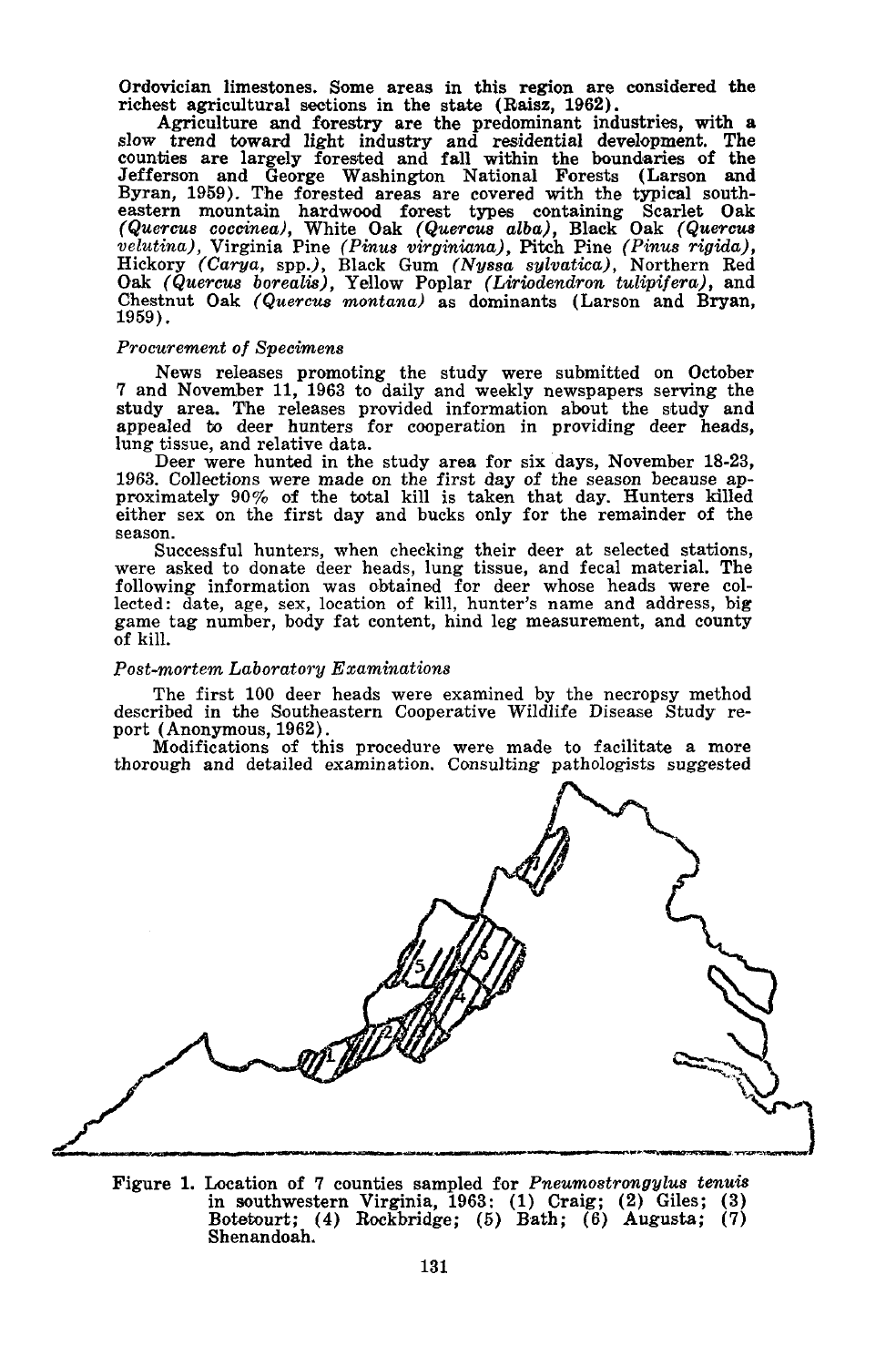Ordovician limestones. Some areas in this region are considered the richest agricultural sections in the state (Raisz, 1962).

Agriculture and forestry are the predominant industries, with a slow trend toward light industry and residential development. The counties are largely forested and fall within the boundaries of the Jefferson and George Washington National Forests (Larson and Byran, 1959). The forested areas are covered with the typical southeastern mountain hardwood forest types containing Scarlet Oak *(Quercus coccinea)*, White Oak *(Quercus alba)*, Black Oak *(Quercus velutina)*, Virginia Pine *(Pinus virginiana)*, Pitch Pine *(Pinus rigida)*, Hickory *(Carya, spp.)*, Black Gum *(Nyssa sylvatica)*, Northern Red Oak *(Quercus borealis)*, Yellow Poplar *(Liriodendron tulipifera)*, and Chestnut Oak *(Quercus montana)* as dominants (Larson and Bryan, 1959).

*Procurement of Specimens*

News releases promoting the study were submitted on October 7 and November 11, 1963 to daily and weekly newspapers serving the study area. The releases provided information about the study and appealed to deer hunters for cooperation in providing deer heads, lung tissue, and relative data.

Deer were hunted in the study area for six days, November 18-23, 1963. Collections were made on the first day of the season because approximately 90% of the total kill is taken that day. Hunters killed either sex on the first day and bucks only for the remainder of the season.

Successful hunters, when checking their deer at selected stations, were asked to donate deer heads, lung tissue, and fecal material. The following information was obtained for deer whose heads were collected: date, age, sex, location of kill, hunter's name and address, big game tag number, body fat content, hind leg measurement, and county of kill.

*Post-mortem Laboratory Examinations*

The first 100 deer heads were examined by the necropsy method described in the Southeastern Cooperative Wildlife Disease Study report (Anonymous, 1962).

Modifications of this procedure were made to facilitate a more thorough and detailed examination. Consulting pathologists suggested

Figure 1. Location of 7 counties sampled for *Pneumostrongylus tenuis* in southwestern Virginia, 1963: (1) Craig; (2) Giles; (3) Botetourt; (4) Rockbridge; (5) Bath; (6) Augusta; (7) Shenandoah.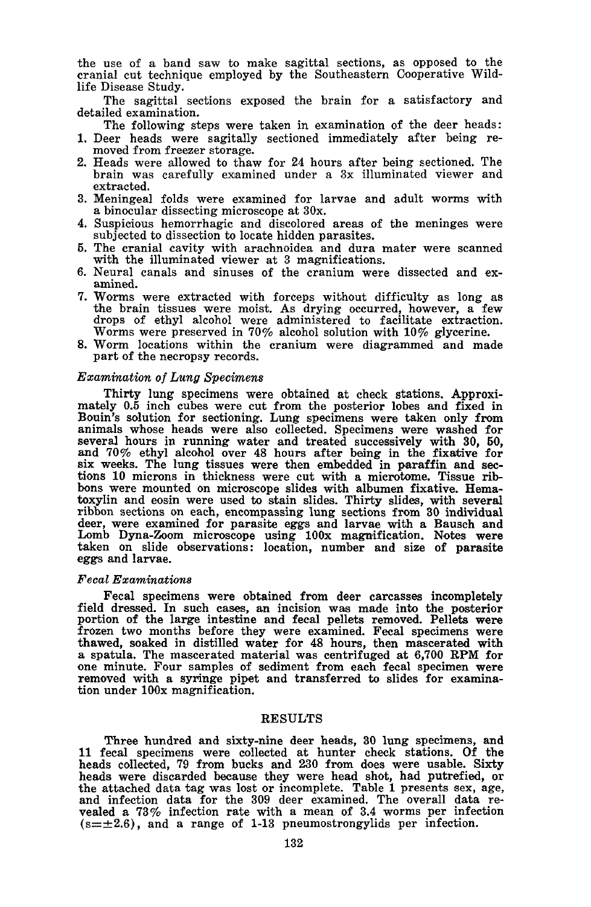the use of a band saw to make sagittal sections, as opposed to the cranial cut technique employed by the Southeastern Cooperative Wildlife Disease Study.

The sagittal sections exposed the brain for a satisfactory and detailed examination.

The following steps were taken in examination of the deer heads:

1. Deer heads were sagitally sectioned immediately after being removed from freezer storage.
2. Heads were allowed to thaw for 24 hours after being sectioned. The brain was carefully examined under a 3x illuminated viewer and extracted.
3. Meningeal folds were examined for larvae and adult worms with a binocular dissecting microscope at 30x.
4. Suspicious hemorrhagic and discolored areas of the meninges were subjected to dissection to locate hidden parasites.
5. The cranial cavity with arachnoidea and dura mater were scanned with the illuminated viewer at 3 magnifications.
6. Neural canals and sinuses of the cranium were dissected and examined.
7. Worms were extracted with forceps without difficulty as long as the brain tissues were moist. As drying occurred, however, a few drops of ethyl alcohol were administered to facilitate extraction. Worms were preserved in 70% alcohol solution with 10% glycerine.
8. Worm locations within the cranium were diagrammed and made part of the necropsy records.

### *Examination of Lung Specimens*

Thirty lung specimens were obtained at check stations. Approximately 0.5 inch cubes were cut from the posterior lobes and fixed in Bouin's solution for sectioning. Lung specimens were taken only from animals whose heads were also collected. Specimens were washed for several hours in running water and treated successively with 30, 50, and 70% ethyl alcohol over 48 hours after being in the fixative for six weeks. The lung tissues were then embedded in paraffin and sections 10 microns in thickness were cut with a microtome. Tissue ribbons were mounted on microscope slides with albumen fixative. Hematoxylin and eosin were used to stain slides. Thirty slides, with several ribbon sections on each, encompassing lung sections from 30 individual deer, were examined for parasite eggs and larvae with a Bausch and Lomb Dyna-Zoom microscope using 100x magnification. Notes were taken on slide observations: location, number and size of parasite eggs and larvae.

### *Fecal Examinations*

Fecal specimens were obtained from deer carcasses incompletely field dressed. In such cases, an incision was made into the posterior portion of the large intestine and fecal pellets removed. Pellets were frozen two months before they were examined. Fecal specimens were thawed, soaked in distilled water for 48 hours, then mascerated with a spatula. The mascerated material was centrifuged at 6,700 RPM for one minute. Four samples of sediment from each fecal specimen were removed with a syringe pipet and transferred to slides for examination under 100x magnification.

## RESULTS

Three hundred and sixty-nine deer heads, 30 lung specimens, and 11 fecal specimens were collected at hunter check stations. Of the heads collected, 79 from bucks and 230 from does were usable. Sixty heads were discarded because they were head shot, had putrefied, or the attached data tag was lost or incomplete. Table 1 presents sex, age, and infection data for the 309 deer examined. The overall data revealed a 73% infection rate with a mean of 3.4 worms per infection ($s = \pm 2.6$), and a range of 1-13 pneumostrongylids per infection.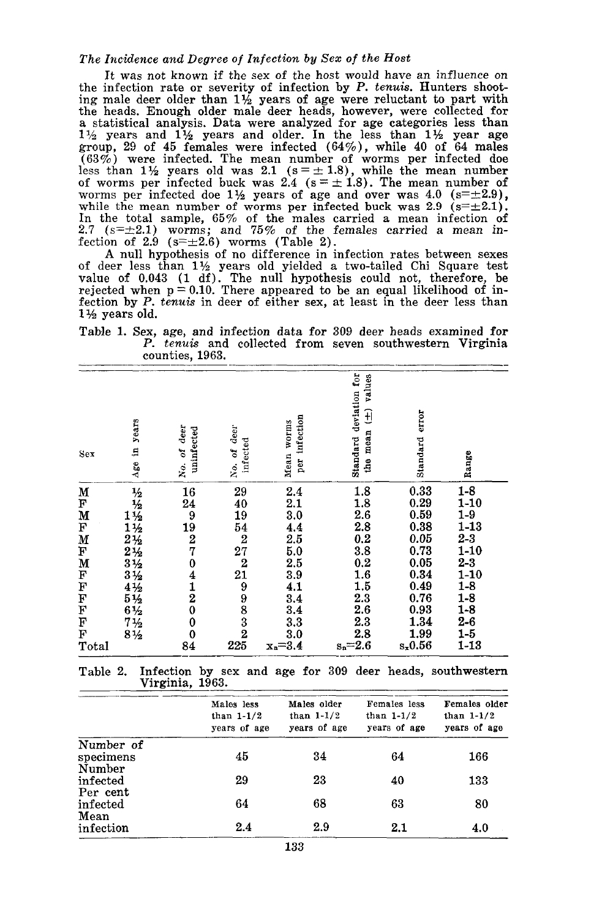### *The Incidence and Degree of Infection by Sex of the Host*

It was not known if the sex of the host would have an influence on the infection rate or severity of infection by *P. tenuis*. Hunters shooting male deer older than 1½ years of age were reluctant to part with the heads. Enough older male deer heads, however, were collected for a statistical analysis. Data were analyzed for age categories less than 1½ years and 1½ years and older. In the less than 1½ year age group, 29 of 45 females were infected (64%), while 40 of 64 males (63%) were infected. The mean number of worms per infected doe less than 1½ years old was 2.1 (s = ± 1.8), while the mean number of worms per infected buck was 2.4 (s = ± 1.8). The mean number of worms per infected doe 1½ years of age and over was 4.0 (s=±2.9), while the mean number of worms per infected buck was 2.9 (s=±2.1). In the total sample, 65% of the males carried a mean infection of 2.7 (s=±2.1) worms; and 75% of the females carried a mean infection of 2.9 (s=±2.6) worms (Table 2).

A null hypothesis of no difference in infection rates between sexes of deer less than 1½ years old yielded a two-tailed Chi Square test value of 0.043 (1 df). The null hypothesis could not, therefore, be rejected when p = 0.10. There appeared to be an equal likelihood of infection by *P. tenuis* in deer of either sex, at least in the deer less than 1½ years old.

Table 1. Sex, age, and infection data for 309 deer heads examined for *P. tenuis* and collected from seven southwestern Virginia counties, 1963.

| Sex | Age in years | No. of deer uninfected | No. of deer infected | Mean worms per infection | Standard deviation for the mean (±) values | Standard error | Range |
|---|---|---|---|---|---|---|---|
| M | ½ | 16 | 29 | 2.4 | 1.8 | 0.33 | 1-8 |
| F | ½ | 24 | 40 | 2.1 | 1.8 | 0.29 | 1-10 |
| M | 1½ | 9 | 19 | 3.0 | 2.6 | 0.59 | 1-9 |
| F | 1½ | 19 | 54 | 4.4 | 2.8 | 0.38 | 1-13 |
| M | 2½ | 2 | 2 | 2.5 | 0.2 | 0.05 | 2-3 |
| F | 2½ | 7 | 27 | 5.0 | 3.8 | 0.73 | 1-10 |
| M | 3½ | 0 | 2 | 2.5 | 0.2 | 0.05 | 2-3 |
| F | 3½ | 4 | 21 | 3.9 | 1.6 | 0.34 | 1-10 |
| F | 4½ | 1 | 9 | 4.1 | 1.5 | 0.49 | 1-8 |
| F | 5½ | 2 | 9 | 3.4 | 2.3 | 0.76 | 1-8 |
| F | 6½ | 0 | 8 | 3.4 | 2.6 | 0.93 | 1-8 |
| F | 7½ | 0 | 3 | 3.3 | 2.3 | 1.34 | 2-6 |
| F | 8½ | 0 | 2 | 3.0 | 2.8 | 1.99 | 1-5 |
| Total | | 84 | 225 | $x_a$=3.4 | $s_a$=2.6 | $s_x$0.56 | 1-13 |

Table 2. Infection by sex and age for 309 deer heads, southwestern Virginia, 1963.

| | Males less than 1-1/2 years of age | Males older than 1-1/2 years of age | Females less than 1-1/2 years of age | Females older than 1-1/2 years of age |
|---|---|---|---|---|
| Number of specimens | 45 | 34 | 64 | 166 |
| Number infected | 29 | 23 | 40 | 133 |
| Per cent infected | 64 | 68 | 63 | 80 |
| Mean infection | 2.4 | 2.9 | 2.1 | 4.0 |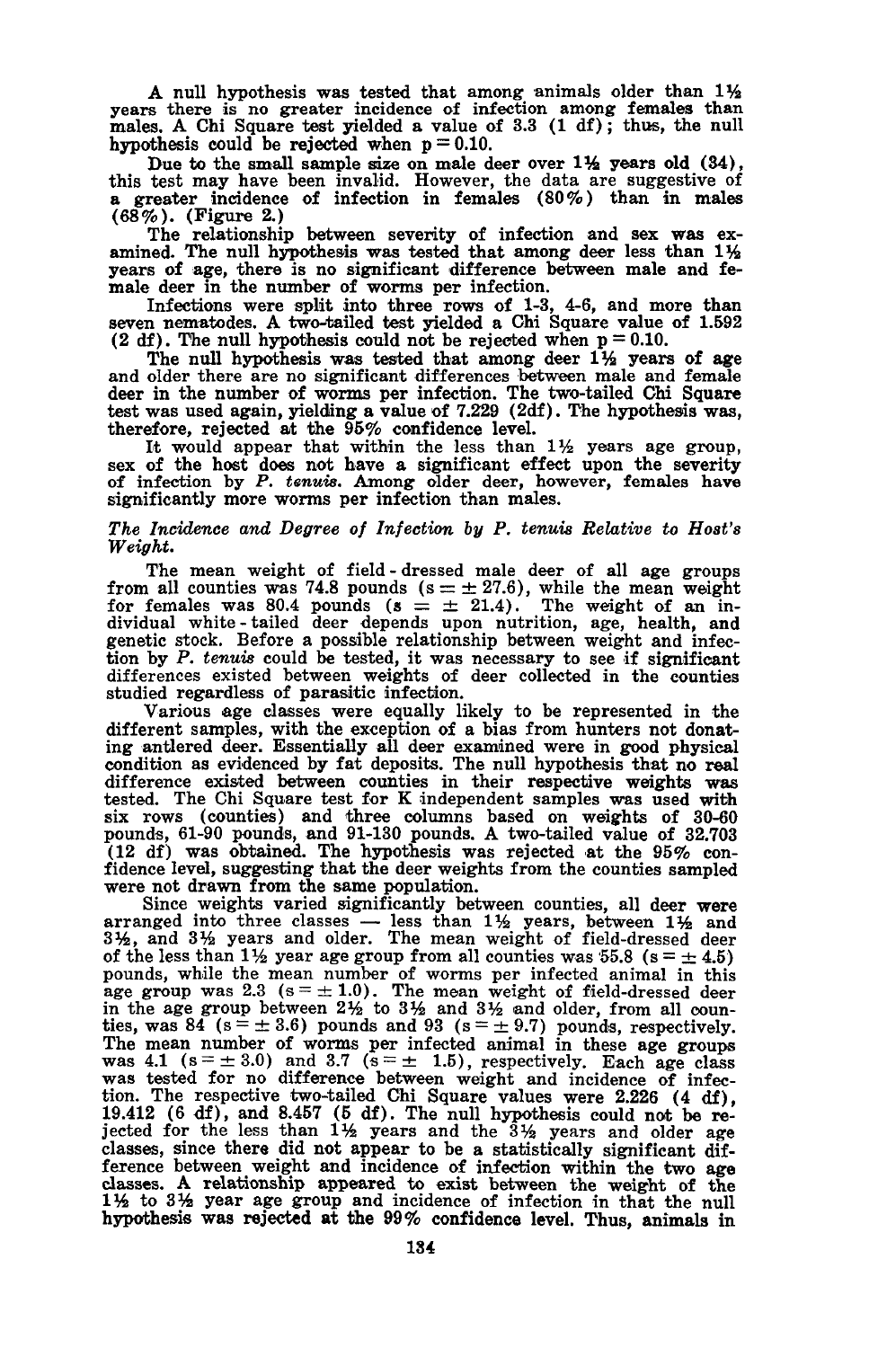A null hypothesis was tested that among animals older than 1½ years there is no greater incidence of infection among females than males. A Chi Square test yielded a value of 3.3 (1 df); thus, the null hypothesis could be rejected when $p = 0.10$.

Due to the small sample size on male deer over 1½ years old (34), this test may have been invalid. However, the data are suggestive of a greater incidence of infection in females (80%) than in males (68%). (Figure 2.)

The relationship between severity of infection and sex was examined. The null hypothesis was tested that among deer less than 1½ years of age, there is no significant difference between male and female deer in the number of worms per infection.

Infections were split into three rows of 1-3, 4-6, and more than seven nematodes. A two-tailed test yielded a Chi Square value of 1.592 (2 df). The null hypothesis could not be rejected when $p = 0.10$.

The null hypothesis was tested that among deer 1½ years of age and older there are no significant differences between male and female deer in the number of worms per infection. The two-tailed Chi Square test was used again, yielding a value of 7.229 (2df). The hypothesis was, therefore, rejected at the 95% confidence level.

It would appear that within the less than 1½ years age group, sex of the host does not have a significant effect upon the severity of infection by *P. tenuis*. Among older deer, however, females have significantly more worms per infection than males.

### *The Incidence and Degree of Infection by P. tenuis Relative to Host's Weight.*

The mean weight of field-dressed male deer of all age groups from all counties was 74.8 pounds ($s = \pm 27.6$), while the mean weight for females was 80.4 pounds ($s = \pm 21.4$). The weight of an individual white-tailed deer depends upon nutrition, age, health, and genetic stock. Before a possible relationship between weight and infection by *P. tenuis* could be tested, it was necessary to see if significant differences existed between weights of deer collected in the counties studied regardless of parasitic infection.

Various age classes were equally likely to be represented in the different samples, with the exception of a bias from hunters not donating antlered deer. Essentially all deer examined were in good physical condition as evidenced by fat deposits. The null hypothesis that no real difference existed between counties in their respective weights was tested. The Chi Square test for K independent samples was used with six rows (counties) and three columns based on weights of 30-60 pounds, 61-90 pounds, and 91-130 pounds. A two-tailed value of 32.703 (12 df) was obtained. The hypothesis was rejected at the 95% confidence level, suggesting that the deer weights from the counties sampled were not drawn from the same population.

Since weights varied significantly between counties, all deer were arranged into three classes — less than 1½ years, between 1½ and 3½, and 3½ years and older. The mean weight of field-dressed deer of the less than 1½ year age group from all counties was 55.8 ($s = \pm 4.5$) pounds, while the mean number of worms per infected animal in this age group was 2.3 ($s = \pm 1.0$). The mean weight of field-dressed deer in the age group between 2½ to 3½ and 3½ and older, from all counties, was 84 ($s = \pm 3.6$) pounds and 93 ($s = \pm 9.7$) pounds, respectively. The mean number of worms per infected animal in these age groups was 4.1 ($s = \pm 3.0$) and 3.7 ($s = \pm 1.5$), respectively. Each age class was tested for no difference between weight and incidence of infection. The respective two-tailed Chi Square values were 2.226 (4 df), 19.412 (6 df), and 8.457 (5 df). The null hypothesis could not be rejected for the less than 1½ years and the 3½ years and older age classes, since there did not appear to be a statistically significant difference between weight and incidence of infection within the two age classes. A relationship appeared to exist between the weight of the 1½ to 3½ year age group and incidence of infection in that the null hypothesis was rejected at the 99% confidence level. Thus, animals in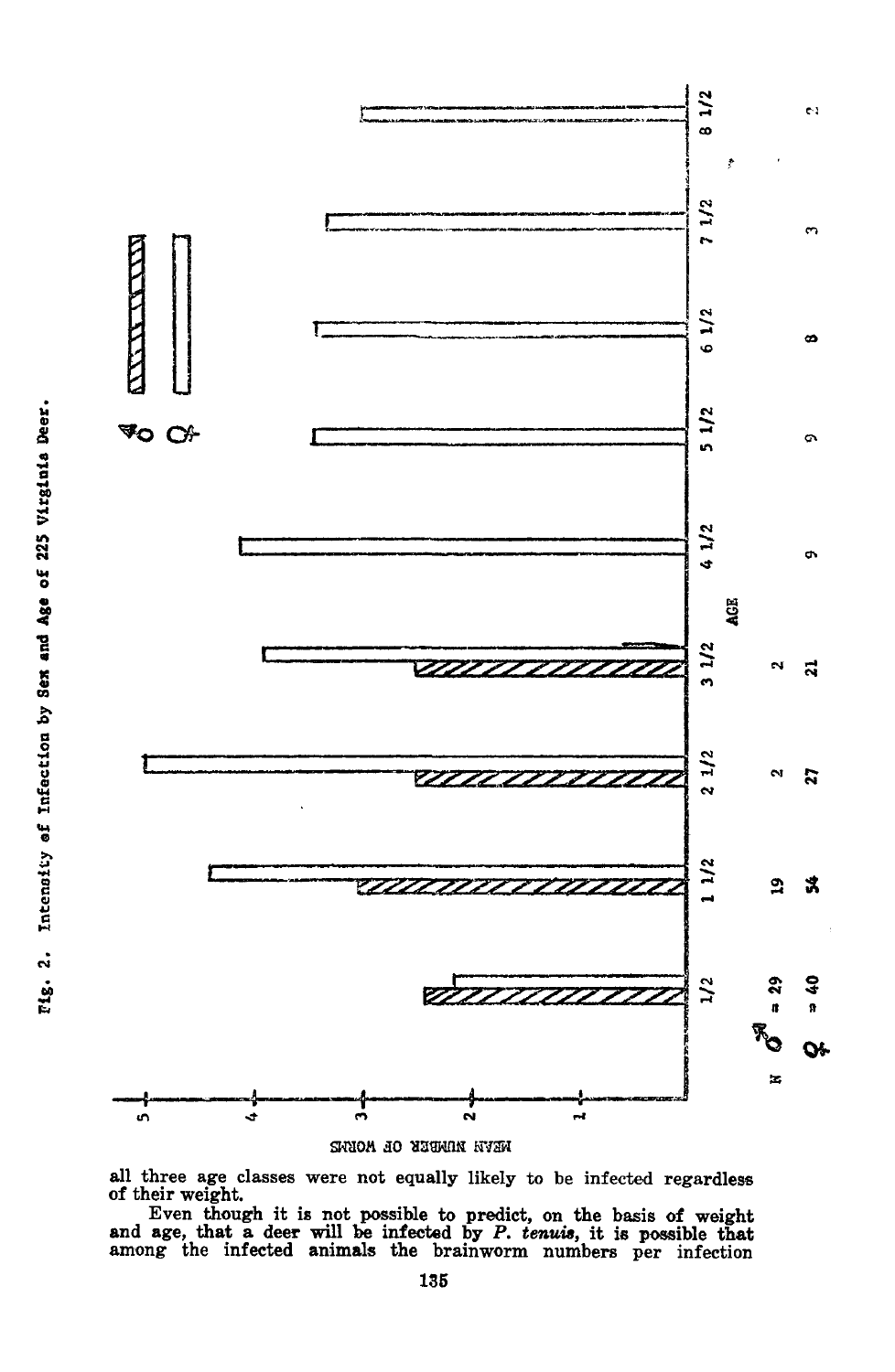Fig. 2. Intensity of Infection by Sex and Age of 225 Virginia Deer.

all three age classes were not equally likely to be infected regardless of their weight.

Even though it is not possible to predict, on the basis of weight and age, that a deer will be infected by *P. tenuis*, it is possible that among the infected animals the brainworm numbers per infection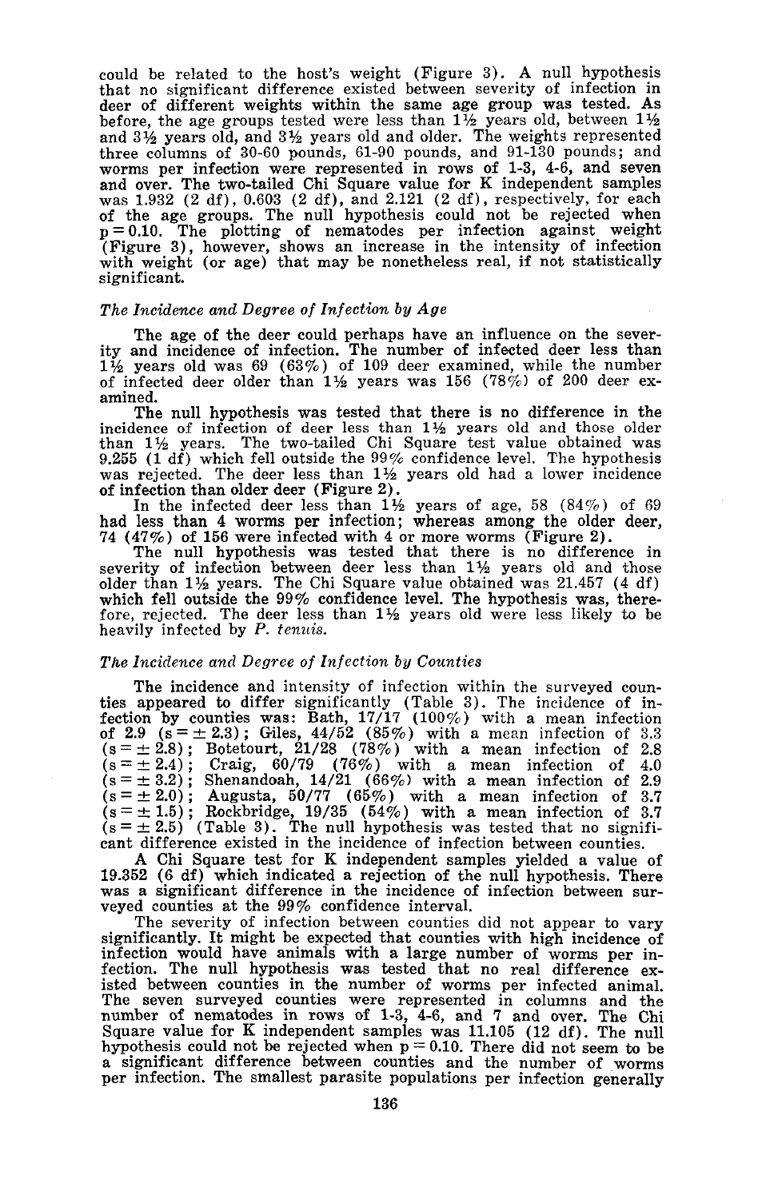could be related to the host's weight (Figure 3). A null hypothesis that no significant difference existed between severity of infection in deer of different weights within the same age group was tested. As before, the age groups tested were less than 1½ years old, between 1½ and 3½ years old, and 3½ years old and older. The weights represented three columns of 30-60 pounds, 61-90 pounds, and 91-130 pounds; and worms per infection were represented in rows of 1-3, 4-6, and seven and over. The two-tailed Chi Square value for K independent samples was 1.932 (2 df), 0.603 (2 df), and 2.121 (2 df), respectively, for each of the age groups. The null hypothesis could not be rejected when $p = 0.10$. The plotting of nematodes per infection against weight (Figure 3), however, shows an increase in the intensity of infection with weight (or age) that may be nonetheless real, if not statistically significant.

### *The Incidence and Degree of Infection by Age*

The age of the deer could perhaps have an influence on the severity and incidence of infection. The number of infected deer less than 1½ years old was 69 (63%) of 109 deer examined, while the number of infected deer older than 1½ years was 156 (78%) of 200 deer examined.

The null hypothesis was tested that there is no difference in the incidence of infection of deer less than 1½ years old and those older than 1½ years. The two-tailed Chi Square test value obtained was 9.255 (1 df) which fell outside the 99% confidence level. The hypothesis was rejected. The deer less than 1½ years old had a lower incidence of infection than older deer (Figure 2).

In the infected deer less than 1½ years of age, 58 (84%) of 69 had less than 4 worms per infection; whereas among the older deer, 74 (47%) of 156 were infected with 4 or more worms (Figure 2).

The null hypothesis was tested that there is no difference in severity of infection between deer less than 1½ years old and those older than 1½ years. The Chi Square value obtained was 21.457 (4 df) which fell outside the 99% confidence level. The hypothesis was, therefore, rejected. The deer less than 1½ years old were less likely to be heavily infected by *P. tenuis*.

### *The Incidence and Degree of Infection by Counties*

The incidence and intensity of infection within the surveyed counties appeared to differ significantly (Table 3). The incidence of infection by counties was: Bath, 17/17 (100%) with a mean infection of 2.9 ($s = \pm 2.3$); Giles, 44/52 (85%) with a mean infection of 3.3 ($s = \pm 2.8$); Botetourt, 21/28 (78%) with a mean infection of 2.8 ($s = \pm 2.4$); Craig, 60/79 (76%) with a mean infection of 4.0 ($s = \pm 3.2$); Shenandoah, 14/21 (66%) with a mean infection of 2.9 ($s = \pm 2.0$); Augusta, 50/77 (65%) with a mean infection of 3.7 ($s = \pm 1.5$); Rockbridge, 19/35 (54%) with a mean infection of 3.7 ($s = \pm 2.5$) (Table 3). The null hypothesis was tested that no significant difference existed in the incidence of infection between counties.

A Chi Square test for K independent samples yielded a value of 19.352 (6 df) which indicated a rejection of the null hypothesis. There was a significant difference in the incidence of infection between surveyed counties at the 99% confidence interval.

The severity of infection between counties did not appear to vary significantly. It might be expected that counties with high incidence of infection would have animals with a large number of worms per infection. The null hypothesis was tested that no real difference existed between counties in the number of worms per infected animal. The seven surveyed counties were represented in columns and the number of nematodes in rows of 1-3, 4-6, and 7 and over. The Chi Square value for K independent samples was 11.105 (12 df). The null hypothesis could not be rejected when $p = 0.10$. There did not seem to be a significant difference between counties and the number of worms per infection. The smallest parasite populations per infection generally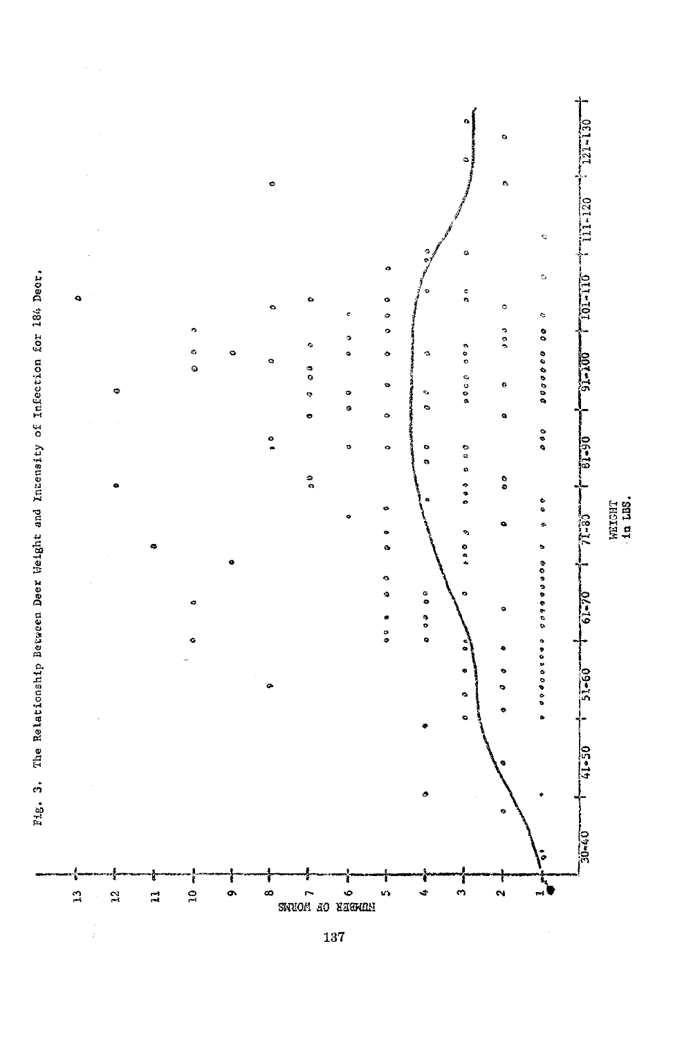Fig. 3. The Relationship Between Deer Weight and Intensity of Infection for 184 Deer.

NUMBER OF WORMS

WEIGHT in LBS.

30-40 | 41-50 | 51-60 | 61-70 | 71-80 | 81-90 | 91-100 | 101-110 | 111-120 | 121-130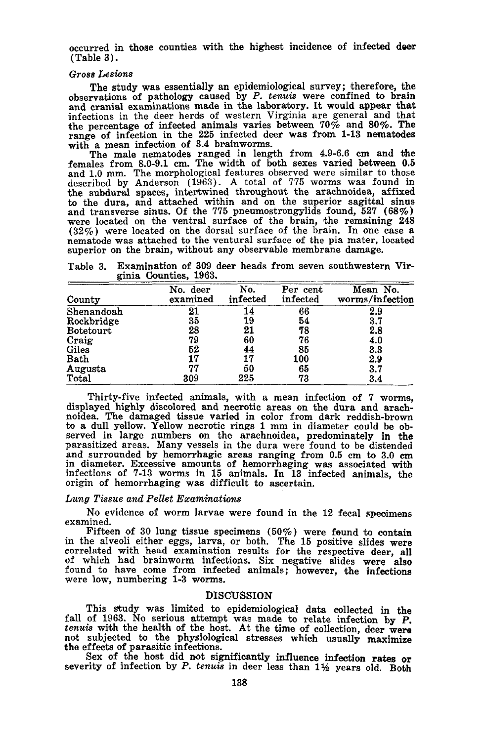occurred in those counties with the highest incidence of infected deer (Table 3).

### *Gross Lesions*

The study was essentially an epidemiological survey; therefore, the observations of pathology caused by *P. tenuis* were confined to brain and cranial examinations made in the laboratory. It would appear that infections in the deer herds of western Virginia are general and that the percentage of infected animals varies between 70% and 80%. The range of infection in the 225 infected deer was from 1-13 nematodes with a mean infection of 3.4 brainworms.

The male nematodes ranged in length from 4.9-6.6 cm and the females from 8.0-9.1 cm. The width of both sexes varied between 0.5 and 1.0 mm. The morphological features observed were similar to those described by Anderson (1963). A total of 775 worms was found in the subdural spaces, intertwined throughout the arachnoidea, affixed to the dura, and attached within and on the superior sagittal sinus and transverse sinus. Of the 775 pneumostrongylids found, 527 (68%) were located on the ventral surface of the brain, the remaining 248 (32%) were located on the dorsal surface of the brain. In one case a nematode was attached to the ventural surface of the pia mater, located superior on the brain, without any observable membrane damage.

Table 3. Examination of 309 deer heads from seven southwestern Virginia Counties, 1963.

| County | No. deer examined | No. infected | Per cent infected | Mean No. worms/infection |
|---|---|---|---|---|
| Shenandoah | 21 | 14 | 66 | 2.9 |
| Rockbridge | 35 | 19 | 54 | 3.7 |
| Botetourt | 28 | 21 | 78 | 2.8 |
| Craig | 79 | 60 | 76 | 4.0 |
| Giles | 52 | 44 | 85 | 3.3 |
| Bath | 17 | 17 | 100 | 2.9 |
| Augusta | 77 | 50 | 65 | 3.7 |
| Total | 309 | 225 | 73 | 3.4 |

Thirty-five infected animals, with a mean infection of 7 worms, displayed highly discolored and necrotic areas on the dura and arachnoidea. The damaged tissue varied in color from dark reddish-brown to a dull yellow. Yellow necrotic rings 1 mm in diameter could be observed in large numbers on the arachnoidea, predominately in the parasitized areas. Many vessels in the dura were found to be distended and surrounded by hemorrhagic areas ranging from 0.5 cm to 3.0 cm in diameter. Excessive amounts of hemorrhaging was associated with infections of 7-13 worms in 15 animals. In 13 infected animals, the origin of hemorrhaging was difficult to ascertain.

### *Lung Tissue and Pellet Examinations*

No evidence of worm larvae were found in the 12 fecal specimens examined.

Fifteen of 30 lung tissue specimens (50%) were found to contain in the alveoli either eggs, larva, or both. The 15 positive slides were correlated with head examination results for the respective deer, all of which had brainworm infections. Six negative slides were also found to have come from infected animals; however, the infections were low, numbering 1-3 worms.

## DISCUSSION

This study was limited to epidemiological data collected in the fall of 1963. No serious attempt was made to relate infection by *P. tenuis* with the health of the host. At the time of collection, deer were not subjected to the physiological stresses which usually maximize the effects of parasitic infections.

Sex of the host did not significantly influence infection rates or severity of infection by *P. tenuis* in deer less than 1½ years old. Both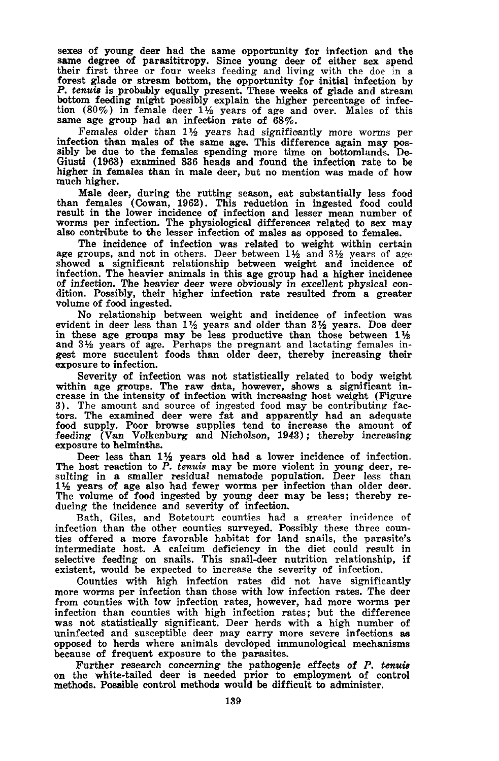sexes of young deer had the same opportunity for infection and the same degree of parasititropy. Since young deer of either sex spend their first three or four weeks feeding and living with the doe in a forest glade or stream bottom, the opportunity for initial infection by *P. tenuis* is probably equally present. These weeks of glade and stream bottom feeding might possibly explain the higher percentage of infection (80%) in female deer 1½ years of age and over. Males of this same age group had an infection rate of 68%.

Females older than 1½ years had significantly more worms per infection than males of the same age. This difference again may possibly be due to the females spending more time on bottomlands. DeGiusti (1963) examined 836 heads and found the infection rate to be higher in females than in male deer, but no mention was made of how much higher.

Male deer, during the rutting season, eat substantially less food than females (Cowan, 1962). This reduction in ingested food could result in the lower incidence of infection and lesser mean number of worms per infection. The physiological differences related to sex may also contribute to the lesser infection of males as opposed to females.

The incidence of infection was related to weight within certain age groups, and not in others. Deer between 1½ and 3½ years of age showed a significant relationship between weight and incidence of infection. The heavier animals in this age group had a higher incidence of infection. The heavier deer were obviously in excellent physical condition. Possibly, their higher infection rate resulted from a greater volume of food ingested.

No relationship between weight and incidence of infection was evident in deer less than 1½ years and older than 3½ years. Doe deer in these age groups may be less productive than those between 1½ and 3½ years of age. Perhaps the pregnant and lactating females ingest more succulent foods than older deer, thereby increasing their exposure to infection.

Severity of infection was not statistically related to body weight within age groups. The raw data, however, shows a significant increase in the intensity of infection with increasing host weight (Figure 3). The amount and source of ingested food may be contributing factors. The examined deer were fat and apparently had an adequate food supply. Poor browse supplies tend to increase the amount of feeding (Van Volkenburg and Nicholson, 1943); thereby increasing exposure to helminths.

Deer less than 1½ years old had a lower incidence of infection. The host reaction to *P. tenuis* may be more violent in young deer, resulting in a smaller residual nematode population. Deer less than 1½ years of age also had fewer worms per infection than older deer. The volume of food ingested by young deer may be less; thereby reducing the incidence and severity of infection.

Bath, Giles, and Botetourt counties had a greater incidence of infection than the other counties surveyed. Possibly these three counties offered a more favorable habitat for land snails, the parasite's intermediate host. A calcium deficiency in the diet could result in selective feeding on snails. This snail-deer nutrition relationship, if existent, would be expected to increase the severity of infection.

Counties with high infection rates did not have significantly more worms per infection than those with low infection rates. The deer from counties with low infection rates, however, had more worms per infection than counties with high infection rates; but the difference was not statistically significant. Deer herds with a high number of uninfected and susceptible deer may carry more severe infections as opposed to herds where animals developed immunological mechanisms because of frequent exposure to the parasites.

Further research concerning the pathogenic effects of *P. tenuis* on the white-tailed deer is needed prior to employment of control methods. Possible control methods would be difficult to administer.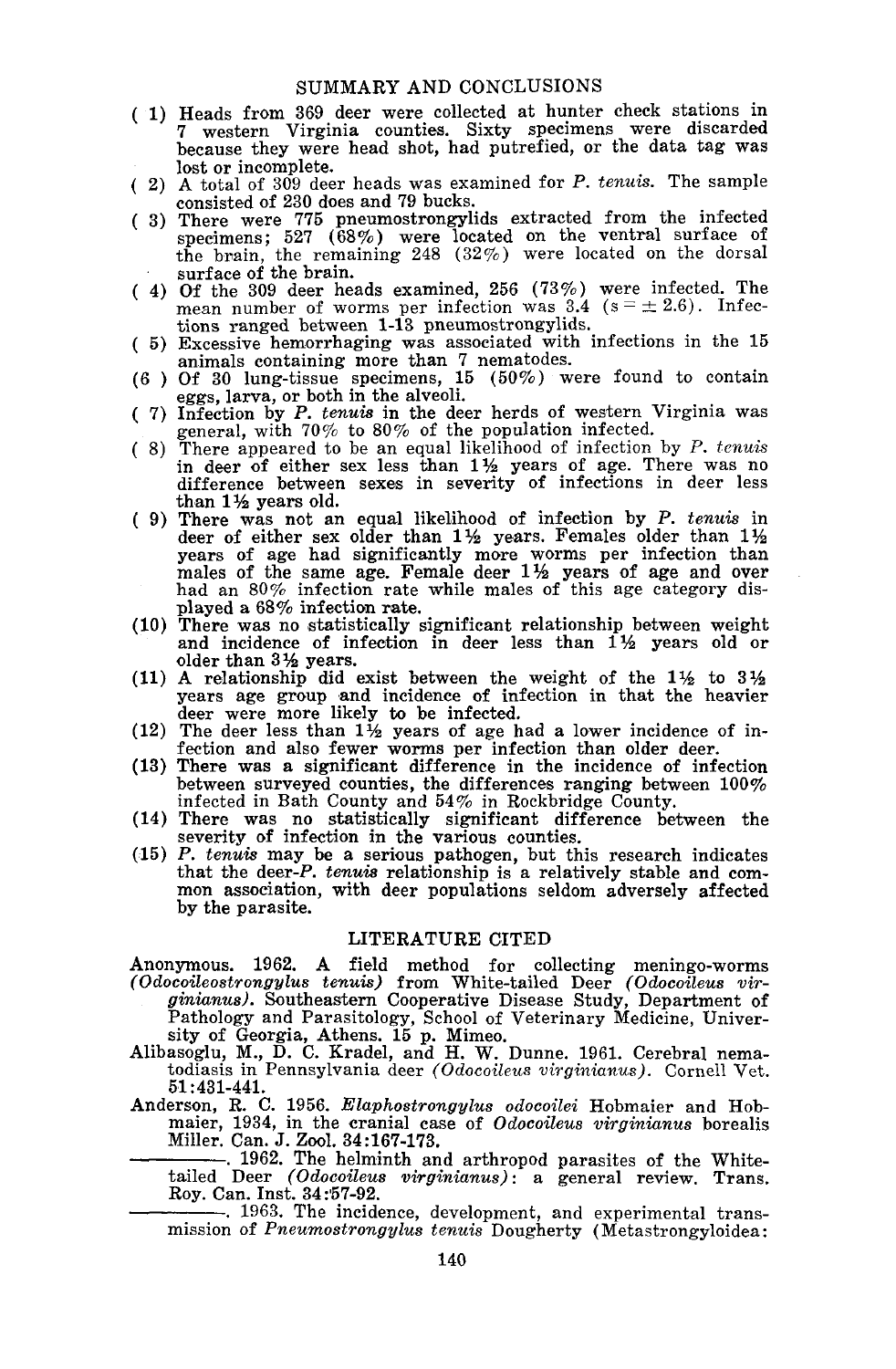## SUMMARY AND CONCLUSIONS

( 1) Heads from 369 deer were collected at hunter check stations in 7 western Virginia counties. Sixty specimens were discarded because they were head shot, had putrefied, or the data tag was lost or incomplete.

( 2) A total of 309 deer heads was examined for *P. tenuis*. The sample consisted of 230 does and 79 bucks.

( 3) There were 775 pneumostrongylids extracted from the infected specimens; 527 (68%) were located on the ventral surface of the brain, the remaining 248 (32%) were located on the dorsal surface of the brain.

( 4) Of the 309 deer heads examined, 256 (73%) were infected. The mean number of worms per infection was 3.4 ($s = \pm 2.6$). Infections ranged between 1-13 pneumostrongylids.

( 5) Excessive hemorrhaging was associated with infections in the 15 animals containing more than 7 nematodes.

(6 ) Of 30 lung-tissue specimens, 15 (50%) were found to contain eggs, larva, or both in the alveoli.

( 7) Infection by *P. tenuis* in the deer herds of western Virginia was general, with 70% to 80% of the population infected.

( 8) There appeared to be an equal likelihood of infection by *P. tenuis* in deer of either sex less than 1½ years of age. There was no difference between sexes in severity of infections in deer less than 1½ years old.

( 9) There was not an equal likelihood of infection by *P. tenuis* in deer of either sex older than 1½ years. Females older than 1½ years of age had significantly more worms per infection than males of the same age. Female deer 1½ years of age and over had an 80% infection rate while males of this age category displayed a 68% infection rate.

(10) There was no statistically significant relationship between weight and incidence of infection in deer less than 1½ years old or older than 3½ years.

(11) A relationship did exist between the weight of the 1½ to 3½ years age group and incidence of infection in that the heavier deer were more likely to be infected.

(12) The deer less than 1½ years of age had a lower incidence of infection and also fewer worms per infection than older deer.

(13) There was a significant difference in the incidence of infection between surveyed counties, the differences ranging between 100% infected in Bath County and 54% in Rockbridge County.

(14) There was no statistically significant difference between the severity of infection in the various counties.

(15) *P. tenuis* may be a serious pathogen, but this research indicates that the deer-*P. tenuis* relationship is a relatively stable and common association, with deer populations seldom adversely affected by the parasite.

## LITERATURE CITED

Anonymous. 1962. A field method for collecting meningo-worms *(Odocoileostrongylus tenuis)* from White-tailed Deer *(Odocoileus virginianus)*. Southeastern Cooperative Disease Study, Department of Pathology and Parasitology, School of Veterinary Medicine, University of Georgia, Athens. 15 p. Mimeo.

Alibasoglu, M., D. C. Kradel, and H. W. Dunne. 1961. Cerebral nematodiasis in Pennsylvania deer *(Odocoileus virginianus)*. Cornell Vet. 51:431-441.

Anderson, R. C. 1956. *Elaphostrongylus odocoilei* Hobmaier and Hobmaier, 1934, in the cranial case of *Odocoileus virginianus* borealis Miller. Can. J. Zool. 34:167-173.

————. 1962. The helminth and arthropod parasites of the White-tailed Deer *(Odocoileus virginianus)*: a general review. Trans. Roy. Can. Inst. 34:57-92.

————. 1963. The incidence, development, and experimental transmission of *Pneumostrongylus tenuis* Dougherty (Metastrongyloidea: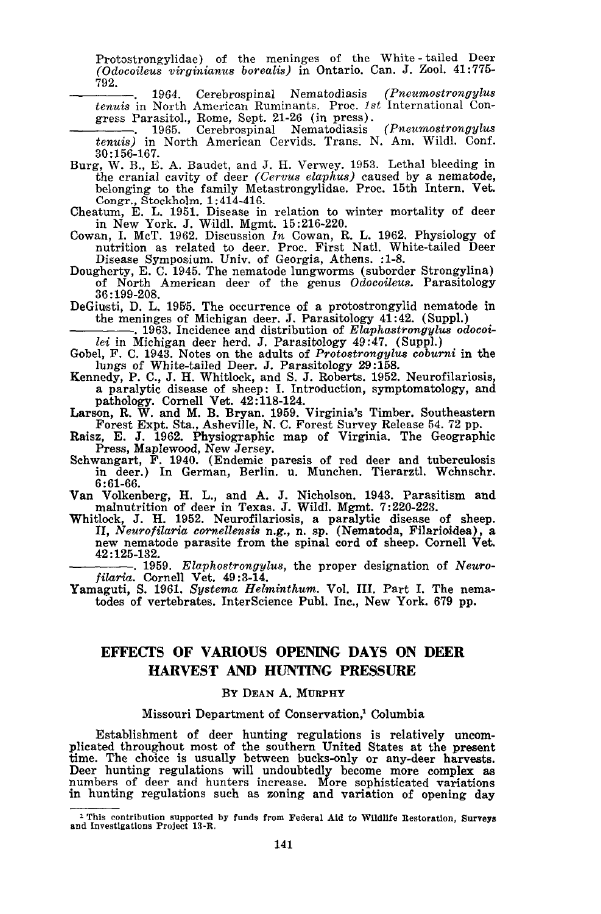Protostrongylidae) of the meninges of the White-tailed Deer (*Odocoileus virginianus borealis*) in Ontario. Can. J. Zool. 41:775-792.

———. 1964. Cerebrospinal Nematodiasis (*Pneumostrongylus tenuis* in North American Ruminants. Proc. *1st* International Congress Parasitol., Rome, Sept. 21-26 (in press).

———. 1965. Cerebrospinal Nematodiasis (*Pneumostrongylus tenuis*) in North American Cervids. Trans. N. Am. Wildl. Conf. 30:156-167.

Burg, W. B., E. A. Baudet, and J. H. Verwey. 1953. Lethal bleeding in the cranial cavity of deer (*Cervus elaphus*) caused by a nematode, belonging to the family Metastrongylidae. Proc. 15th Intern. Vet. Congr., Stockholm. 1:414-416.

Cheatum, E. L. 1951. Disease in relation to winter mortality of deer in New York. J. Wildl. Mgmt. 15:216-220.

Cowan, I. McT. 1962. Discussion *In* Cowan, R. L. 1962. Physiology of nutrition as related to deer. Proc. First Natl. White-tailed Deer Disease Symposium. Univ. of Georgia, Athens. :1-8.

Dougherty, E. C. 1945. The nematode lungworms (suborder Strongylina) of North American deer of the genus *Odocoileus*. Parasitology 36:199-208.

DeGiusti, D. L. 1955. The occurrence of a protostrongylid nematode in the meninges of Michigan deer. J. Parasitology 41:42. (Suppl.)

———. 1963. Incidence and distribution of *Elaphastrongylus odocoilei* in Michigan deer herd. J. Parasitology 49:47. (Suppl.)

Gobel, F. C. 1943. Notes on the adults of *Protostrongylus coburni* in the lungs of White-tailed Deer. J. Parasitology 29:158.

Kennedy, P. C., J. H. Whitlock, and S. J. Roberts. 1952. Neurofilariosis, a paralytic disease of sheep: I. Introduction, symptomatology, and pathology. Cornell Vet. 42:118-124.

Larson, R. W. and M. B. Bryan. 1959. Virginia's Timber. Southeastern Forest Expt. Sta., Asheville, N. C. Forest Survey Release 54. 72 pp.

Raisz, E. J. 1962. Physiographic map of Virginia. The Geographic Press, Maplewood, New Jersey.

Schwangart, F. 1940. (Endemic paresis of red deer and tuberculosis in deer.) In German, Berlin. u. Munchen. Tierarztl. Wchnschr. 6:61-66.

Van Volkenberg, H. L., and A. J. Nicholson. 1943. Parasitism and malnutrition of deer in Texas. J. Wildl. Mgmt. 7:220-223.

Whitlock, J. H. 1952. Neurofilariosis, a paralytic disease of sheep. II, *Neurofilaria cornellensis* n.g., n. sp. (Nematoda, Filarioidea), a new nematode parasite from the spinal cord of sheep. Cornell Vet. 42:125-132.

———. 1959. *Elaphostrongylus*, the proper designation of *Neurofilaria*. Cornell Vet. 49:3-14.

Yamaguti, S. 1961. *Systema Helminthum*. Vol. III. Part I. The nematodes of vertebrates. InterScience Publ. Inc., New York. 679 pp.

# EFFECTS OF VARIOUS OPENING DAYS ON DEER HARVEST AND HUNTING PRESSURE

BY DEAN A. MURPHY

Missouri Department of Conservation,[1] Columbia

Establishment of deer hunting regulations is relatively uncomplicated throughout most of the southern United States at the present time. The choice is usually between bucks-only or any-deer harvests. Deer hunting regulations will undoubtedly become more complex as numbers of deer and hunters increase. More sophisticated variations in hunting regulations such as zoning and variation of opening day

[1] This contribution supported by funds from Federal Aid to Wildlife Restoration, Surveys and Investigations Project 13-R.